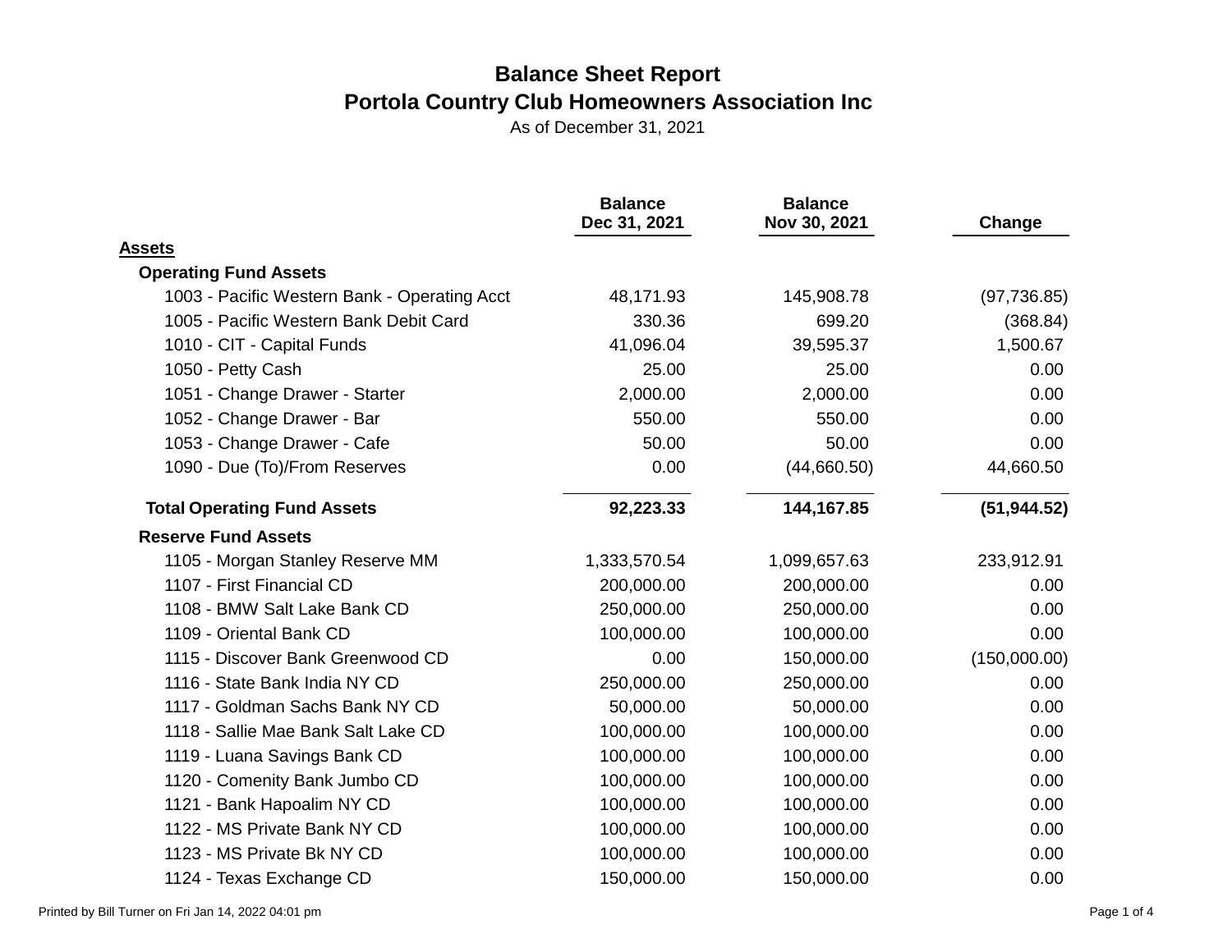# Balance Sheet Report

## Portola Country Club Homeowners Association Inc

As of December 31, 2021

| | Balance Dec 31, 2021 | Balance Nov 30, 2021 | Change |
|---|---|---|---|
| **Assets** | | | |
| **Operating Fund Assets** | | | |
| 1003 - Pacific Western Bank - Operating Acct | 48,171.93 | 145,908.78 | (97,736.85) |
| 1005 - Pacific Western Bank Debit Card | 330.36 | 699.20 | (368.84) |
| 1010 - CIT - Capital Funds | 41,096.04 | 39,595.37 | 1,500.67 |
| 1050 - Petty Cash | 25.00 | 25.00 | 0.00 |
| 1051 - Change Drawer - Starter | 2,000.00 | 2,000.00 | 0.00 |
| 1052 - Change Drawer - Bar | 550.00 | 550.00 | 0.00 |
| 1053 - Change Drawer - Cafe | 50.00 | 50.00 | 0.00 |
| 1090 - Due (To)/From Reserves | 0.00 | (44,660.50) | 44,660.50 |
| **Total Operating Fund Assets** | **92,223.33** | **144,167.85** | **(51,944.52)** |
| **Reserve Fund Assets** | | | |
| 1105 - Morgan Stanley Reserve MM | 1,333,570.54 | 1,099,657.63 | 233,912.91 |
| 1107 - First Financial CD | 200,000.00 | 200,000.00 | 0.00 |
| 1108 - BMW Salt Lake Bank CD | 250,000.00 | 250,000.00 | 0.00 |
| 1109 - Oriental Bank CD | 100,000.00 | 100,000.00 | 0.00 |
| 1115 - Discover Bank Greenwood CD | 0.00 | 150,000.00 | (150,000.00) |
| 1116 - State Bank India NY CD | 250,000.00 | 250,000.00 | 0.00 |
| 1117 - Goldman Sachs Bank NY CD | 50,000.00 | 50,000.00 | 0.00 |
| 1118 - Sallie Mae Bank Salt Lake CD | 100,000.00 | 100,000.00 | 0.00 |
| 1119 - Luana Savings Bank CD | 100,000.00 | 100,000.00 | 0.00 |
| 1120 - Comenity Bank Jumbo CD | 100,000.00 | 100,000.00 | 0.00 |
| 1121 - Bank Hapoalim NY CD | 100,000.00 | 100,000.00 | 0.00 |
| 1122 - MS Private Bank NY CD | 100,000.00 | 100,000.00 | 0.00 |
| 1123 - MS Private Bk NY CD | 100,000.00 | 100,000.00 | 0.00 |
| 1124 - Texas Exchange CD | 150,000.00 | 150,000.00 | 0.00 |

Printed by Bill Turner on Fri Jan 14, 2022 04:01 pm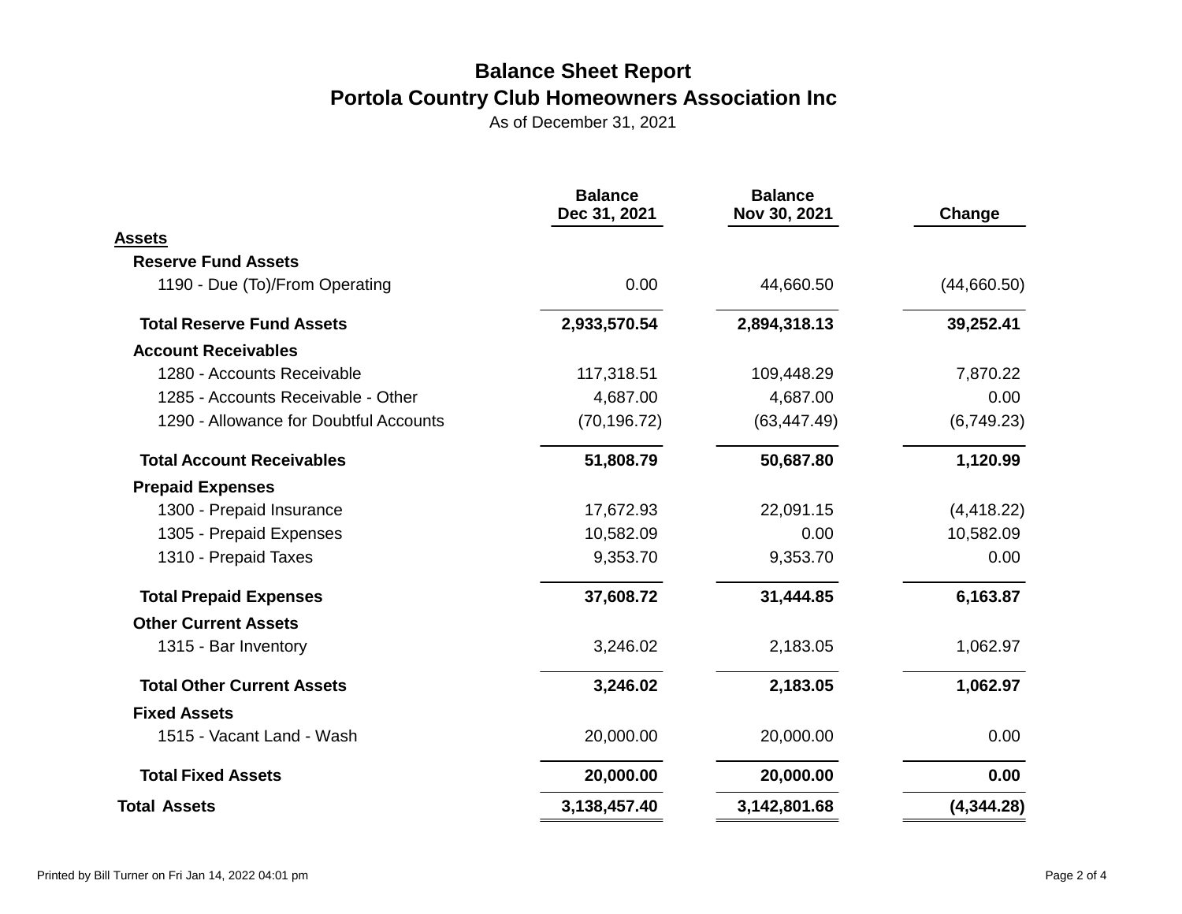# Balance Sheet Report

## Portola Country Club Homeowners Association Inc

As of December 31, 2021

| | Balance Dec 31, 2021 | Balance Nov 30, 2021 | Change |
|---|---|---|---|
| **Assets** | | | |
| **Reserve Fund Assets** | | | |
| 1190 - Due (To)/From Operating | 0.00 | 44,660.50 | (44,660.50) |
| **Total Reserve Fund Assets** | **2,933,570.54** | **2,894,318.13** | **39,252.41** |
| **Account Receivables** | | | |
| 1280 - Accounts Receivable | 117,318.51 | 109,448.29 | 7,870.22 |
| 1285 - Accounts Receivable - Other | 4,687.00 | 4,687.00 | 0.00 |
| 1290 - Allowance for Doubtful Accounts | (70,196.72) | (63,447.49) | (6,749.23) |
| **Total Account Receivables** | **51,808.79** | **50,687.80** | **1,120.99** |
| **Prepaid Expenses** | | | |
| 1300 - Prepaid Insurance | 17,672.93 | 22,091.15 | (4,418.22) |
| 1305 - Prepaid Expenses | 10,582.09 | 0.00 | 10,582.09 |
| 1310 - Prepaid Taxes | 9,353.70 | 9,353.70 | 0.00 |
| **Total Prepaid Expenses** | **37,608.72** | **31,444.85** | **6,163.87** |
| **Other Current Assets** | | | |
| 1315 - Bar Inventory | 3,246.02 | 2,183.05 | 1,062.97 |
| **Total Other Current Assets** | **3,246.02** | **2,183.05** | **1,062.97** |
| **Fixed Assets** | | | |
| 1515 - Vacant Land - Wash | 20,000.00 | 20,000.00 | 0.00 |
| **Total Fixed Assets** | **20,000.00** | **20,000.00** | **0.00** |
| **Total Assets** | **3,138,457.40** | **3,142,801.68** | **(4,344.28)** |

Printed by Bill Turner on Fri Jan 14, 2022 04:01 pm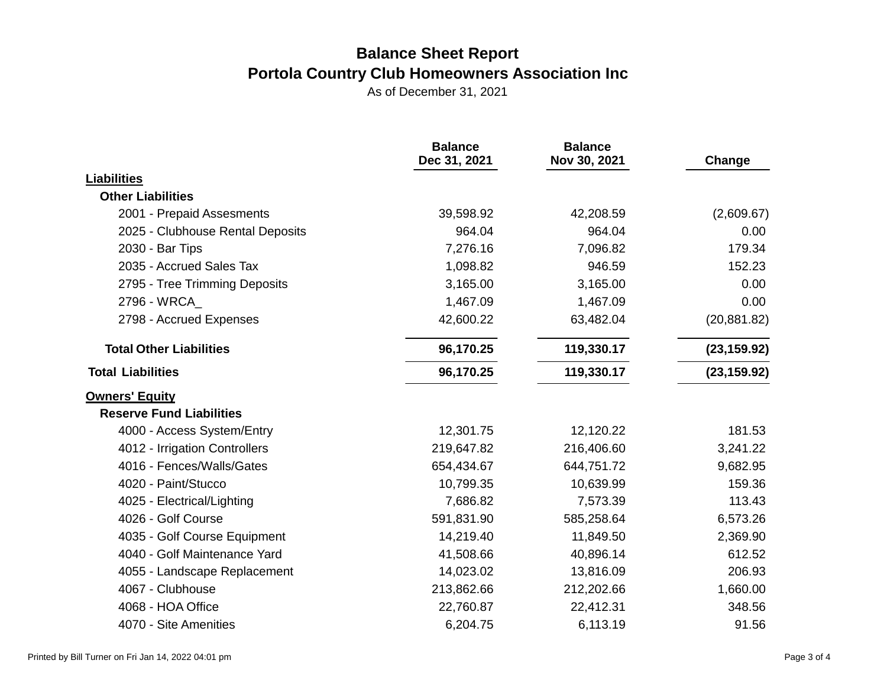# Balance Sheet Report

## Portola Country Club Homeowners Association Inc

As of December 31, 2021

| | Balance Dec 31, 2021 | Balance Nov 30, 2021 | Change |
|---|---|---|---|
| **Liabilities** | | | |
| **Other Liabilities** | | | |
| 2001 - Prepaid Assesments | 39,598.92 | 42,208.59 | (2,609.67) |
| 2025 - Clubhouse Rental Deposits | 964.04 | 964.04 | 0.00 |
| 2030 - Bar Tips | 7,276.16 | 7,096.82 | 179.34 |
| 2035 - Accrued Sales Tax | 1,098.82 | 946.59 | 152.23 |
| 2795 - Tree Trimming Deposits | 3,165.00 | 3,165.00 | 0.00 |
| 2796 - WRCA_ | 1,467.09 | 1,467.09 | 0.00 |
| 2798 - Accrued Expenses | 42,600.22 | 63,482.04 | (20,881.82) |
| **Total Other Liabilities** | **96,170.25** | **119,330.17** | **(23,159.92)** |
| **Total Liabilities** | **96,170.25** | **119,330.17** | **(23,159.92)** |
| **Owners' Equity** | | | |
| **Reserve Fund Liabilities** | | | |
| 4000 - Access System/Entry | 12,301.75 | 12,120.22 | 181.53 |
| 4012 - Irrigation Controllers | 219,647.82 | 216,406.60 | 3,241.22 |
| 4016 - Fences/Walls/Gates | 654,434.67 | 644,751.72 | 9,682.95 |
| 4020 - Paint/Stucco | 10,799.35 | 10,639.99 | 159.36 |
| 4025 - Electrical/Lighting | 7,686.82 | 7,573.39 | 113.43 |
| 4026 - Golf Course | 591,831.90 | 585,258.64 | 6,573.26 |
| 4035 - Golf Course Equipment | 14,219.40 | 11,849.50 | 2,369.90 |
| 4040 - Golf Maintenance Yard | 41,508.66 | 40,896.14 | 612.52 |
| 4055 - Landscape Replacement | 14,023.02 | 13,816.09 | 206.93 |
| 4067 - Clubhouse | 213,862.66 | 212,202.66 | 1,660.00 |
| 4068 - HOA Office | 22,760.87 | 22,412.31 | 348.56 |
| 4070 - Site Amenities | 6,204.75 | 6,113.19 | 91.56 |

Printed by Bill Turner on Fri Jan 14, 2022 04:01 pm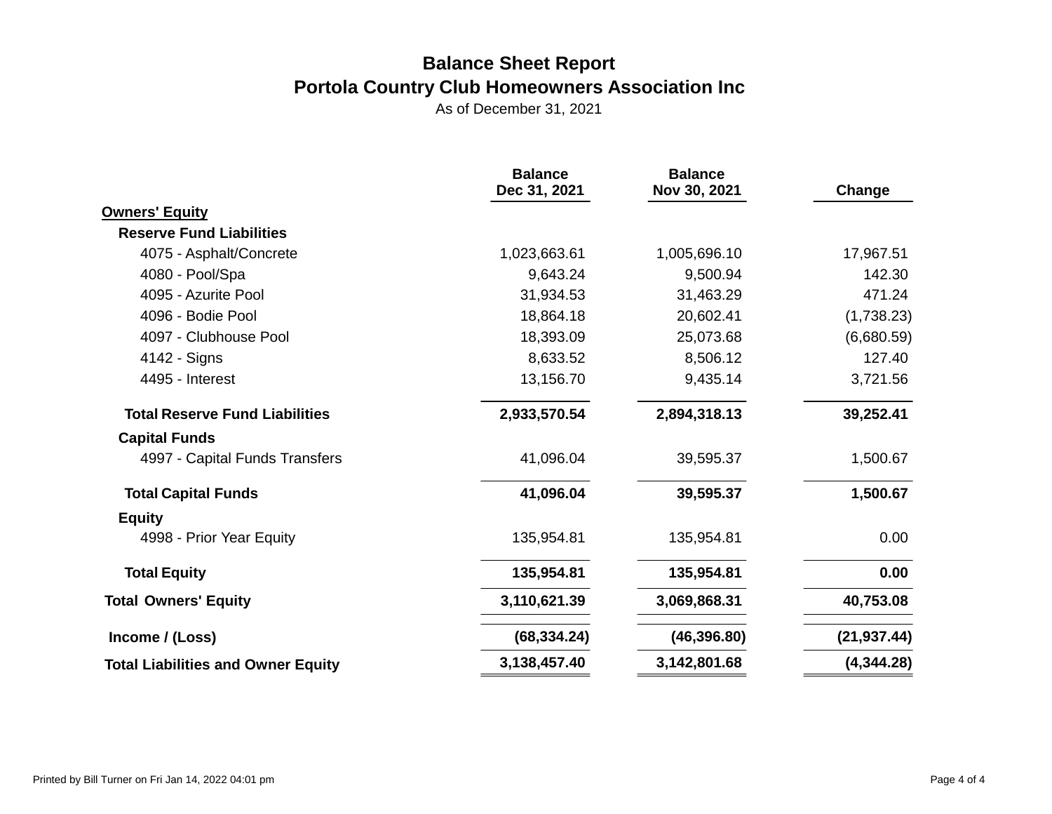# Balance Sheet Report

## Portola Country Club Homeowners Association Inc

As of December 31, 2021

| | Balance Dec 31, 2021 | Balance Nov 30, 2021 | Change |
|---|---|---|---|
| **Owners' Equity** | | | |
| **Reserve Fund Liabilities** | | | |
| 4075 - Asphalt/Concrete | 1,023,663.61 | 1,005,696.10 | 17,967.51 |
| 4080 - Pool/Spa | 9,643.24 | 9,500.94 | 142.30 |
| 4095 - Azurite Pool | 31,934.53 | 31,463.29 | 471.24 |
| 4096 - Bodie Pool | 18,864.18 | 20,602.41 | (1,738.23) |
| 4097 - Clubhouse Pool | 18,393.09 | 25,073.68 | (6,680.59) |
| 4142 - Signs | 8,633.52 | 8,506.12 | 127.40 |
| 4495 - Interest | 13,156.70 | 9,435.14 | 3,721.56 |
| **Total Reserve Fund Liabilities** | **2,933,570.54** | **2,894,318.13** | **39,252.41** |
| **Capital Funds** | | | |
| 4997 - Capital Funds Transfers | 41,096.04 | 39,595.37 | 1,500.67 |
| **Total Capital Funds** | **41,096.04** | **39,595.37** | **1,500.67** |
| **Equity** | | | |
| 4998 - Prior Year Equity | 135,954.81 | 135,954.81 | 0.00 |
| **Total Equity** | **135,954.81** | **135,954.81** | **0.00** |
| **Total Owners' Equity** | **3,110,621.39** | **3,069,868.31** | **40,753.08** |
| **Income / (Loss)** | **(68,334.24)** | **(46,396.80)** | **(21,937.44)** |
| **Total Liabilities and Owner Equity** | **3,138,457.40** | **3,142,801.68** | **(4,344.28)** |

Printed by Bill Turner on Fri Jan 14, 2022 04:01 pm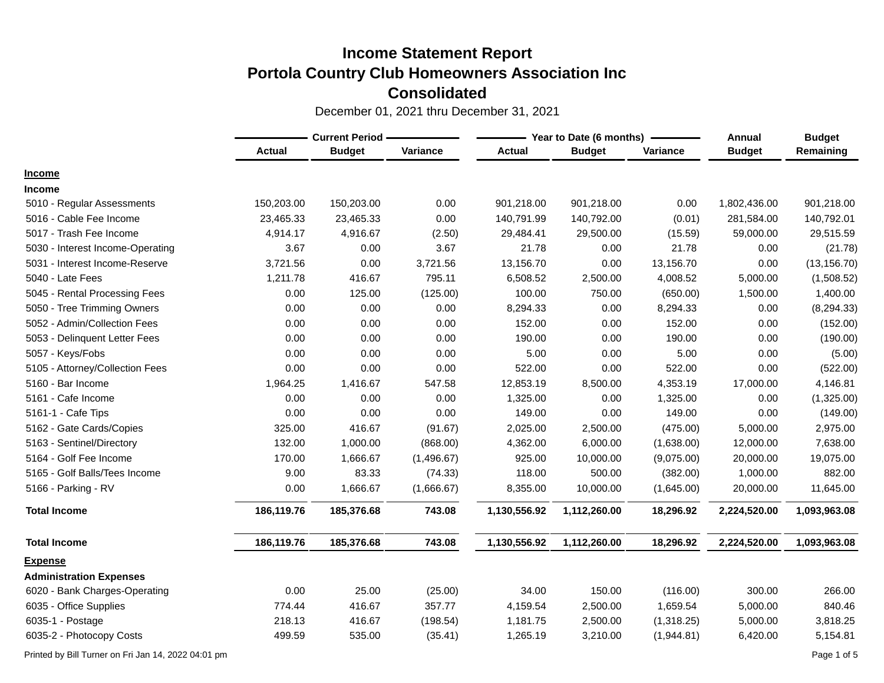# Income Statement Report
# Portola Country Club Homeowners Association Inc
# Consolidated

December 01, 2021 thru December 31, 2021

| | Current Period | | | Year to Date (6 months) | | | Annual | Budget |
|---|---|---|---|---|---|---|---|---|
| | Actual | Budget | Variance | Actual | Budget | Variance | Budget | Remaining |
| **Income** | | | | | | | | |
| **Income** | | | | | | | | |
| 5010 - Regular Assessments | 150,203.00 | 150,203.00 | 0.00 | 901,218.00 | 901,218.00 | 0.00 | 1,802,436.00 | 901,218.00 |
| 5016 - Cable Fee Income | 23,465.33 | 23,465.33 | 0.00 | 140,791.99 | 140,792.00 | (0.01) | 281,584.00 | 140,792.01 |
| 5017 - Trash Fee Income | 4,914.17 | 4,916.67 | (2.50) | 29,484.41 | 29,500.00 | (15.59) | 59,000.00 | 29,515.59 |
| 5030 - Interest Income-Operating | 3.67 | 0.00 | 3.67 | 21.78 | 0.00 | 21.78 | 0.00 | (21.78) |
| 5031 - Interest Income-Reserve | 3,721.56 | 0.00 | 3,721.56 | 13,156.70 | 0.00 | 13,156.70 | 0.00 | (13,156.70) |
| 5040 - Late Fees | 1,211.78 | 416.67 | 795.11 | 6,508.52 | 2,500.00 | 4,008.52 | 5,000.00 | (1,508.52) |
| 5045 - Rental Processing Fees | 0.00 | 125.00 | (125.00) | 100.00 | 750.00 | (650.00) | 1,500.00 | 1,400.00 |
| 5050 - Tree Trimming Owners | 0.00 | 0.00 | 0.00 | 8,294.33 | 0.00 | 8,294.33 | 0.00 | (8,294.33) |
| 5052 - Admin/Collection Fees | 0.00 | 0.00 | 0.00 | 152.00 | 0.00 | 152.00 | 0.00 | (152.00) |
| 5053 - Delinquent Letter Fees | 0.00 | 0.00 | 0.00 | 190.00 | 0.00 | 190.00 | 0.00 | (190.00) |
| 5057 - Keys/Fobs | 0.00 | 0.00 | 0.00 | 5.00 | 0.00 | 5.00 | 0.00 | (5.00) |
| 5105 - Attorney/Collection Fees | 0.00 | 0.00 | 0.00 | 522.00 | 0.00 | 522.00 | 0.00 | (522.00) |
| 5160 - Bar Income | 1,964.25 | 1,416.67 | 547.58 | 12,853.19 | 8,500.00 | 4,353.19 | 17,000.00 | 4,146.81 |
| 5161 - Cafe Income | 0.00 | 0.00 | 0.00 | 1,325.00 | 0.00 | 1,325.00 | 0.00 | (1,325.00) |
| 5161-1 - Cafe Tips | 0.00 | 0.00 | 0.00 | 149.00 | 0.00 | 149.00 | 0.00 | (149.00) |
| 5162 - Gate Cards/Copies | 325.00 | 416.67 | (91.67) | 2,025.00 | 2,500.00 | (475.00) | 5,000.00 | 2,975.00 |
| 5163 - Sentinel/Directory | 132.00 | 1,000.00 | (868.00) | 4,362.00 | 6,000.00 | (1,638.00) | 12,000.00 | 7,638.00 |
| 5164 - Golf Fee Income | 170.00 | 1,666.67 | (1,496.67) | 925.00 | 10,000.00 | (9,075.00) | 20,000.00 | 19,075.00 |
| 5165 - Golf Balls/Tees Income | 9.00 | 83.33 | (74.33) | 118.00 | 500.00 | (382.00) | 1,000.00 | 882.00 |
| 5166 - Parking - RV | 0.00 | 1,666.67 | (1,666.67) | 8,355.00 | 10,000.00 | (1,645.00) | 20,000.00 | 11,645.00 |
| **Total Income** | **186,119.76** | **185,376.68** | **743.08** | **1,130,556.92** | **1,112,260.00** | **18,296.92** | **2,224,520.00** | **1,093,963.08** |
| **Total Income** | **186,119.76** | **185,376.68** | **743.08** | **1,130,556.92** | **1,112,260.00** | **18,296.92** | **2,224,520.00** | **1,093,963.08** |
| **Expense** | | | | | | | | |
| **Administration Expenses** | | | | | | | | |
| 6020 - Bank Charges-Operating | 0.00 | 25.00 | (25.00) | 34.00 | 150.00 | (116.00) | 300.00 | 266.00 |
| 6035 - Office Supplies | 774.44 | 416.67 | 357.77 | 4,159.54 | 2,500.00 | 1,659.54 | 5,000.00 | 840.46 |
| 6035-1 - Postage | 218.13 | 416.67 | (198.54) | 1,181.75 | 2,500.00 | (1,318.25) | 5,000.00 | 3,818.25 |
| 6035-2 - Photocopy Costs | 499.59 | 535.00 | (35.41) | 1,265.19 | 3,210.00 | (1,944.81) | 6,420.00 | 5,154.81 |

Printed by Bill Turner on Fri Jan 14, 2022 04:01 pm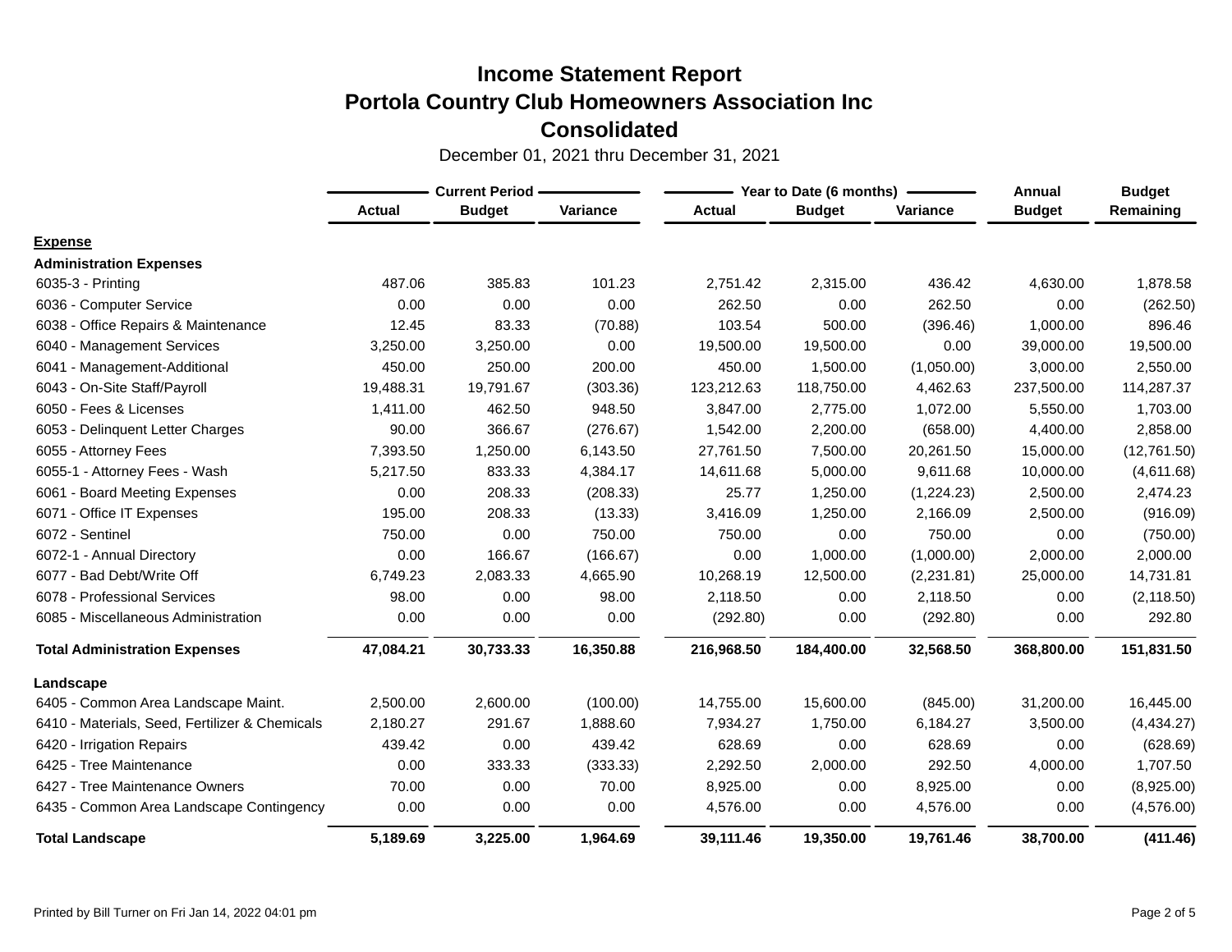# Income Statement Report
# Portola Country Club Homeowners Association Inc
# Consolidated

December 01, 2021 thru December 31, 2021

| | Current Period | | | Year to Date (6 months) | | | Annual | Budget |
|---|---|---|---|---|---|---|---|---|
| | Actual | Budget | Variance | Actual | Budget | Variance | Budget | Remaining |
| **Expense** | | | | | | | | |
| **Administration Expenses** | | | | | | | | |
| 6035-3 - Printing | 487.06 | 385.83 | 101.23 | 2,751.42 | 2,315.00 | 436.42 | 4,630.00 | 1,878.58 |
| 6036 - Computer Service | 0.00 | 0.00 | 0.00 | 262.50 | 0.00 | 262.50 | 0.00 | (262.50) |
| 6038 - Office Repairs & Maintenance | 12.45 | 83.33 | (70.88) | 103.54 | 500.00 | (396.46) | 1,000.00 | 896.46 |
| 6040 - Management Services | 3,250.00 | 3,250.00 | 0.00 | 19,500.00 | 19,500.00 | 0.00 | 39,000.00 | 19,500.00 |
| 6041 - Management-Additional | 450.00 | 250.00 | 200.00 | 450.00 | 1,500.00 | (1,050.00) | 3,000.00 | 2,550.00 |
| 6043 - On-Site Staff/Payroll | 19,488.31 | 19,791.67 | (303.36) | 123,212.63 | 118,750.00 | 4,462.63 | 237,500.00 | 114,287.37 |
| 6050 - Fees & Licenses | 1,411.00 | 462.50 | 948.50 | 3,847.00 | 2,775.00 | 1,072.00 | 5,550.00 | 1,703.00 |
| 6053 - Delinquent Letter Charges | 90.00 | 366.67 | (276.67) | 1,542.00 | 2,200.00 | (658.00) | 4,400.00 | 2,858.00 |
| 6055 - Attorney Fees | 7,393.50 | 1,250.00 | 6,143.50 | 27,761.50 | 7,500.00 | 20,261.50 | 15,000.00 | (12,761.50) |
| 6055-1 - Attorney Fees - Wash | 5,217.50 | 833.33 | 4,384.17 | 14,611.68 | 5,000.00 | 9,611.68 | 10,000.00 | (4,611.68) |
| 6061 - Board Meeting Expenses | 0.00 | 208.33 | (208.33) | 25.77 | 1,250.00 | (1,224.23) | 2,500.00 | 2,474.23 |
| 6071 - Office IT Expenses | 195.00 | 208.33 | (13.33) | 3,416.09 | 1,250.00 | 2,166.09 | 2,500.00 | (916.09) |
| 6072 - Sentinel | 750.00 | 0.00 | 750.00 | 750.00 | 0.00 | 750.00 | 0.00 | (750.00) |
| 6072-1 - Annual Directory | 0.00 | 166.67 | (166.67) | 0.00 | 1,000.00 | (1,000.00) | 2,000.00 | 2,000.00 |
| 6077 - Bad Debt/Write Off | 6,749.23 | 2,083.33 | 4,665.90 | 10,268.19 | 12,500.00 | (2,231.81) | 25,000.00 | 14,731.81 |
| 6078 - Professional Services | 98.00 | 0.00 | 98.00 | 2,118.50 | 0.00 | 2,118.50 | 0.00 | (2,118.50) |
| 6085 - Miscellaneous Administration | 0.00 | 0.00 | 0.00 | (292.80) | 0.00 | (292.80) | 0.00 | 292.80 |
| **Total Administration Expenses** | **47,084.21** | **30,733.33** | **16,350.88** | **216,968.50** | **184,400.00** | **32,568.50** | **368,800.00** | **151,831.50** |
| **Landscape** | | | | | | | | |
| 6405 - Common Area Landscape Maint. | 2,500.00 | 2,600.00 | (100.00) | 14,755.00 | 15,600.00 | (845.00) | 31,200.00 | 16,445.00 |
| 6410 - Materials, Seed, Fertilizer & Chemicals | 2,180.27 | 291.67 | 1,888.60 | 7,934.27 | 1,750.00 | 6,184.27 | 3,500.00 | (4,434.27) |
| 6420 - Irrigation Repairs | 439.42 | 0.00 | 439.42 | 628.69 | 0.00 | 628.69 | 0.00 | (628.69) |
| 6425 - Tree Maintenance | 0.00 | 333.33 | (333.33) | 2,292.50 | 2,000.00 | 292.50 | 4,000.00 | 1,707.50 |
| 6427 - Tree Maintenance Owners | 70.00 | 0.00 | 70.00 | 8,925.00 | 0.00 | 8,925.00 | 0.00 | (8,925.00) |
| 6435 - Common Area Landscape Contingency | 0.00 | 0.00 | 0.00 | 4,576.00 | 0.00 | 4,576.00 | 0.00 | (4,576.00) |
| **Total Landscape** | **5,189.69** | **3,225.00** | **1,964.69** | **39,111.46** | **19,350.00** | **19,761.46** | **38,700.00** | **(411.46)** |

Printed by Bill Turner on Fri Jan 14, 2022 04:01 pm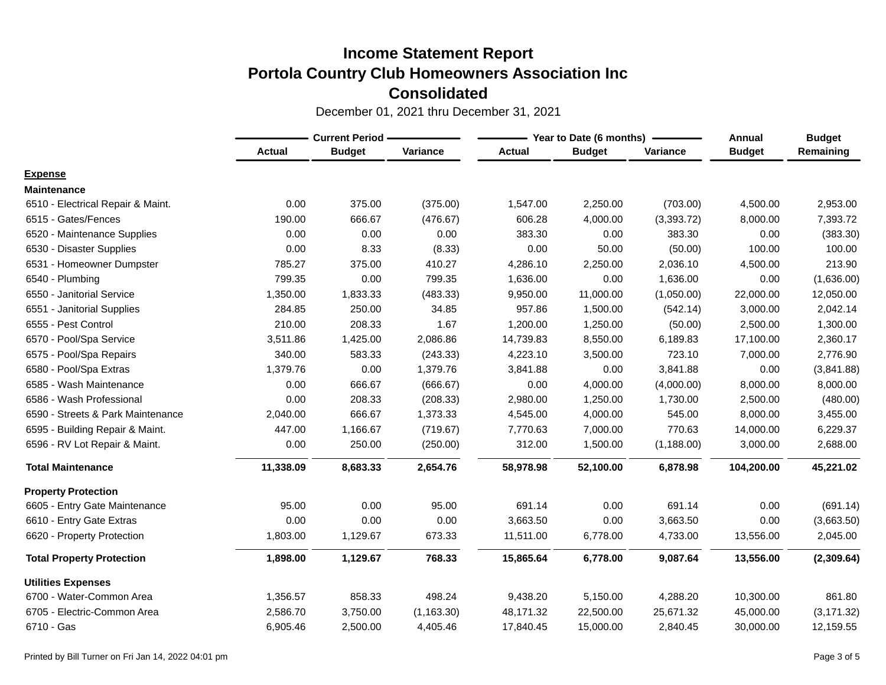# Income Statement Report
## Portola Country Club Homeowners Association Inc
## Consolidated

December 01, 2021 thru December 31, 2021

| | Current Period | | | Year to Date (6 months) | | | Annual | Budget |
|---|---|---|---|---|---|---|---|---|
| | Actual | Budget | Variance | Actual | Budget | Variance | Budget | Remaining |
| **Expense** | | | | | | | | |
| **Maintenance** | | | | | | | | |
| 6510 - Electrical Repair & Maint. | 0.00 | 375.00 | (375.00) | 1,547.00 | 2,250.00 | (703.00) | 4,500.00 | 2,953.00 |
| 6515 - Gates/Fences | 190.00 | 666.67 | (476.67) | 606.28 | 4,000.00 | (3,393.72) | 8,000.00 | 7,393.72 |
| 6520 - Maintenance Supplies | 0.00 | 0.00 | 0.00 | 383.30 | 0.00 | 383.30 | 0.00 | (383.30) |
| 6530 - Disaster Supplies | 0.00 | 8.33 | (8.33) | 0.00 | 50.00 | (50.00) | 100.00 | 100.00 |
| 6531 - Homeowner Dumpster | 785.27 | 375.00 | 410.27 | 4,286.10 | 2,250.00 | 2,036.10 | 4,500.00 | 213.90 |
| 6540 - Plumbing | 799.35 | 0.00 | 799.35 | 1,636.00 | 0.00 | 1,636.00 | 0.00 | (1,636.00) |
| 6550 - Janitorial Service | 1,350.00 | 1,833.33 | (483.33) | 9,950.00 | 11,000.00 | (1,050.00) | 22,000.00 | 12,050.00 |
| 6551 - Janitorial Supplies | 284.85 | 250.00 | 34.85 | 957.86 | 1,500.00 | (542.14) | 3,000.00 | 2,042.14 |
| 6555 - Pest Control | 210.00 | 208.33 | 1.67 | 1,200.00 | 1,250.00 | (50.00) | 2,500.00 | 1,300.00 |
| 6570 - Pool/Spa Service | 3,511.86 | 1,425.00 | 2,086.86 | 14,739.83 | 8,550.00 | 6,189.83 | 17,100.00 | 2,360.17 |
| 6575 - Pool/Spa Repairs | 340.00 | 583.33 | (243.33) | 4,223.10 | 3,500.00 | 723.10 | 7,000.00 | 2,776.90 |
| 6580 - Pool/Spa Extras | 1,379.76 | 0.00 | 1,379.76 | 3,841.88 | 0.00 | 3,841.88 | 0.00 | (3,841.88) |
| 6585 - Wash Maintenance | 0.00 | 666.67 | (666.67) | 0.00 | 4,000.00 | (4,000.00) | 8,000.00 | 8,000.00 |
| 6586 - Wash Professional | 0.00 | 208.33 | (208.33) | 2,980.00 | 1,250.00 | 1,730.00 | 2,500.00 | (480.00) |
| 6590 - Streets & Park Maintenance | 2,040.00 | 666.67 | 1,373.33 | 4,545.00 | 4,000.00 | 545.00 | 8,000.00 | 3,455.00 |
| 6595 - Building Repair & Maint. | 447.00 | 1,166.67 | (719.67) | 7,770.63 | 7,000.00 | 770.63 | 14,000.00 | 6,229.37 |
| 6596 - RV Lot Repair & Maint. | 0.00 | 250.00 | (250.00) | 312.00 | 1,500.00 | (1,188.00) | 3,000.00 | 2,688.00 |
| **Total Maintenance** | **11,338.09** | **8,683.33** | **2,654.76** | **58,978.98** | **52,100.00** | **6,878.98** | **104,200.00** | **45,221.02** |
| **Property Protection** | | | | | | | | |
| 6605 - Entry Gate Maintenance | 95.00 | 0.00 | 95.00 | 691.14 | 0.00 | 691.14 | 0.00 | (691.14) |
| 6610 - Entry Gate Extras | 0.00 | 0.00 | 0.00 | 3,663.50 | 0.00 | 3,663.50 | 0.00 | (3,663.50) |
| 6620 - Property Protection | 1,803.00 | 1,129.67 | 673.33 | 11,511.00 | 6,778.00 | 4,733.00 | 13,556.00 | 2,045.00 |
| **Total Property Protection** | **1,898.00** | **1,129.67** | **768.33** | **15,865.64** | **6,778.00** | **9,087.64** | **13,556.00** | **(2,309.64)** |
| **Utilities Expenses** | | | | | | | | |
| 6700 - Water-Common Area | 1,356.57 | 858.33 | 498.24 | 9,438.20 | 5,150.00 | 4,288.20 | 10,300.00 | 861.80 |
| 6705 - Electric-Common Area | 2,586.70 | 3,750.00 | (1,163.30) | 48,171.32 | 22,500.00 | 25,671.32 | 45,000.00 | (3,171.32) |
| 6710 - Gas | 6,905.46 | 2,500.00 | 4,405.46 | 17,840.45 | 15,000.00 | 2,840.45 | 30,000.00 | 12,159.55 |

Printed by Bill Turner on Fri Jan 14, 2022 04:01 pm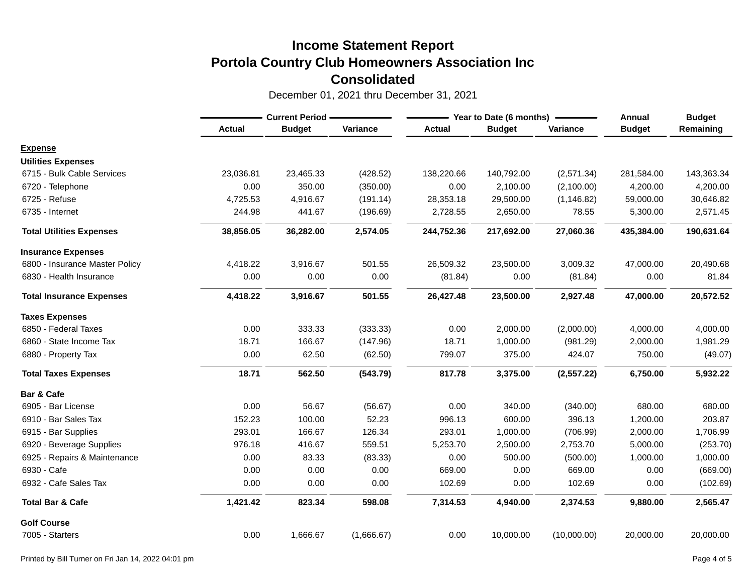# Income Statement Report
## Portola Country Club Homeowners Association Inc
## Consolidated

December 01, 2021 thru December 31, 2021

| | Current Period | | | Year to Date (6 months) | | | Annual | Budget |
|---|---|---|---|---|---|---|---|---|
| | Actual | Budget | Variance | Actual | Budget | Variance | Budget | Remaining |
| **Expense** | | | | | | | | |
| **Utilities Expenses** | | | | | | | | |
| 6715 - Bulk Cable Services | 23,036.81 | 23,465.33 | (428.52) | 138,220.66 | 140,792.00 | (2,571.34) | 281,584.00 | 143,363.34 |
| 6720 - Telephone | 0.00 | 350.00 | (350.00) | 0.00 | 2,100.00 | (2,100.00) | 4,200.00 | 4,200.00 |
| 6725 - Refuse | 4,725.53 | 4,916.67 | (191.14) | 28,353.18 | 29,500.00 | (1,146.82) | 59,000.00 | 30,646.82 |
| 6735 - Internet | 244.98 | 441.67 | (196.69) | 2,728.55 | 2,650.00 | 78.55 | 5,300.00 | 2,571.45 |
| **Total Utilities Expenses** | **38,856.05** | **36,282.00** | **2,574.05** | **244,752.36** | **217,692.00** | **27,060.36** | **435,384.00** | **190,631.64** |
| **Insurance Expenses** | | | | | | | | |
| 6800 - Insurance Master Policy | 4,418.22 | 3,916.67 | 501.55 | 26,509.32 | 23,500.00 | 3,009.32 | 47,000.00 | 20,490.68 |
| 6830 - Health Insurance | 0.00 | 0.00 | 0.00 | (81.84) | 0.00 | (81.84) | 0.00 | 81.84 |
| **Total Insurance Expenses** | **4,418.22** | **3,916.67** | **501.55** | **26,427.48** | **23,500.00** | **2,927.48** | **47,000.00** | **20,572.52** |
| **Taxes Expenses** | | | | | | | | |
| 6850 - Federal Taxes | 0.00 | 333.33 | (333.33) | 0.00 | 2,000.00 | (2,000.00) | 4,000.00 | 4,000.00 |
| 6860 - State Income Tax | 18.71 | 166.67 | (147.96) | 18.71 | 1,000.00 | (981.29) | 2,000.00 | 1,981.29 |
| 6880 - Property Tax | 0.00 | 62.50 | (62.50) | 799.07 | 375.00 | 424.07 | 750.00 | (49.07) |
| **Total Taxes Expenses** | **18.71** | **562.50** | **(543.79)** | **817.78** | **3,375.00** | **(2,557.22)** | **6,750.00** | **5,932.22** |
| **Bar & Cafe** | | | | | | | | |
| 6905 - Bar License | 0.00 | 56.67 | (56.67) | 0.00 | 340.00 | (340.00) | 680.00 | 680.00 |
| 6910 - Bar Sales Tax | 152.23 | 100.00 | 52.23 | 996.13 | 600.00 | 396.13 | 1,200.00 | 203.87 |
| 6915 - Bar Supplies | 293.01 | 166.67 | 126.34 | 293.01 | 1,000.00 | (706.99) | 2,000.00 | 1,706.99 |
| 6920 - Beverage Supplies | 976.18 | 416.67 | 559.51 | 5,253.70 | 2,500.00 | 2,753.70 | 5,000.00 | (253.70) |
| 6925 - Repairs & Maintenance | 0.00 | 83.33 | (83.33) | 0.00 | 500.00 | (500.00) | 1,000.00 | 1,000.00 |
| 6930 - Cafe | 0.00 | 0.00 | 0.00 | 669.00 | 0.00 | 669.00 | 0.00 | (669.00) |
| 6932 - Cafe Sales Tax | 0.00 | 0.00 | 0.00 | 102.69 | 0.00 | 102.69 | 0.00 | (102.69) |
| **Total Bar & Cafe** | **1,421.42** | **823.34** | **598.08** | **7,314.53** | **4,940.00** | **2,374.53** | **9,880.00** | **2,565.47** |
| **Golf Course** | | | | | | | | |
| 7005 - Starters | 0.00 | 1,666.67 | (1,666.67) | 0.00 | 10,000.00 | (10,000.00) | 20,000.00 | 20,000.00 |

Printed by Bill Turner on Fri Jan 14, 2022 04:01 pm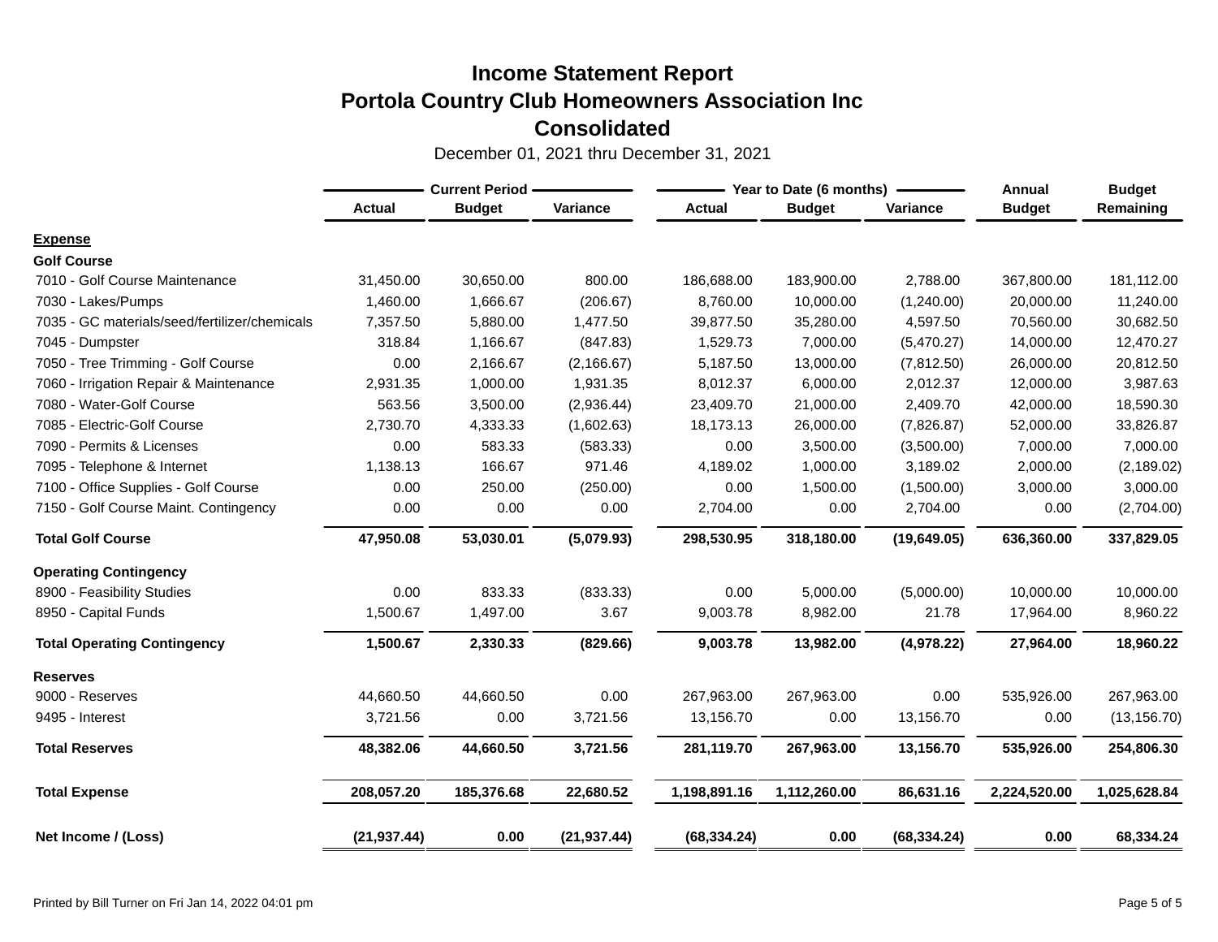# Income Statement Report
## Portola Country Club Homeowners Association Inc
## Consolidated

December 01, 2021 thru December 31, 2021

| | Current Period | | | Year to Date (6 months) | | | Annual | Budget |
|---|---|---|---|---|---|---|---|---|
| | Actual | Budget | Variance | Actual | Budget | Variance | Budget | Remaining |
| **Expense** | | | | | | | | |
| **Golf Course** | | | | | | | | |
| 7010 - Golf Course Maintenance | 31,450.00 | 30,650.00 | 800.00 | 186,688.00 | 183,900.00 | 2,788.00 | 367,800.00 | 181,112.00 |
| 7030 - Lakes/Pumps | 1,460.00 | 1,666.67 | (206.67) | 8,760.00 | 10,000.00 | (1,240.00) | 20,000.00 | 11,240.00 |
| 7035 - GC materials/seed/fertilizer/chemicals | 7,357.50 | 5,880.00 | 1,477.50 | 39,877.50 | 35,280.00 | 4,597.50 | 70,560.00 | 30,682.50 |
| 7045 - Dumpster | 318.84 | 1,166.67 | (847.83) | 1,529.73 | 7,000.00 | (5,470.27) | 14,000.00 | 12,470.27 |
| 7050 - Tree Trimming - Golf Course | 0.00 | 2,166.67 | (2,166.67) | 5,187.50 | 13,000.00 | (7,812.50) | 26,000.00 | 20,812.50 |
| 7060 - Irrigation Repair & Maintenance | 2,931.35 | 1,000.00 | 1,931.35 | 8,012.37 | 6,000.00 | 2,012.37 | 12,000.00 | 3,987.63 |
| 7080 - Water-Golf Course | 563.56 | 3,500.00 | (2,936.44) | 23,409.70 | 21,000.00 | 2,409.70 | 42,000.00 | 18,590.30 |
| 7085 - Electric-Golf Course | 2,730.70 | 4,333.33 | (1,602.63) | 18,173.13 | 26,000.00 | (7,826.87) | 52,000.00 | 33,826.87 |
| 7090 - Permits & Licenses | 0.00 | 583.33 | (583.33) | 0.00 | 3,500.00 | (3,500.00) | 7,000.00 | 7,000.00 |
| 7095 - Telephone & Internet | 1,138.13 | 166.67 | 971.46 | 4,189.02 | 1,000.00 | 3,189.02 | 2,000.00 | (2,189.02) |
| 7100 - Office Supplies - Golf Course | 0.00 | 250.00 | (250.00) | 0.00 | 1,500.00 | (1,500.00) | 3,000.00 | 3,000.00 |
| 7150 - Golf Course Maint. Contingency | 0.00 | 0.00 | 0.00 | 2,704.00 | 0.00 | 2,704.00 | 0.00 | (2,704.00) |
| **Total Golf Course** | **47,950.08** | **53,030.01** | **(5,079.93)** | **298,530.95** | **318,180.00** | **(19,649.05)** | **636,360.00** | **337,829.05** |
| **Operating Contingency** | | | | | | | | |
| 8900 - Feasibility Studies | 0.00 | 833.33 | (833.33) | 0.00 | 5,000.00 | (5,000.00) | 10,000.00 | 10,000.00 |
| 8950 - Capital Funds | 1,500.67 | 1,497.00 | 3.67 | 9,003.78 | 8,982.00 | 21.78 | 17,964.00 | 8,960.22 |
| **Total Operating Contingency** | **1,500.67** | **2,330.33** | **(829.66)** | **9,003.78** | **13,982.00** | **(4,978.22)** | **27,964.00** | **18,960.22** |
| **Reserves** | | | | | | | | |
| 9000 - Reserves | 44,660.50 | 44,660.50 | 0.00 | 267,963.00 | 267,963.00 | 0.00 | 535,926.00 | 267,963.00 |
| 9495 - Interest | 3,721.56 | 0.00 | 3,721.56 | 13,156.70 | 0.00 | 13,156.70 | 0.00 | (13,156.70) |
| **Total Reserves** | **48,382.06** | **44,660.50** | **3,721.56** | **281,119.70** | **267,963.00** | **13,156.70** | **535,926.00** | **254,806.30** |
| **Total Expense** | **208,057.20** | **185,376.68** | **22,680.52** | **1,198,891.16** | **1,112,260.00** | **86,631.16** | **2,224,520.00** | **1,025,628.84** |
| **Net Income / (Loss)** | **(21,937.44)** | **0.00** | **(21,937.44)** | **(68,334.24)** | **0.00** | **(68,334.24)** | **0.00** | **68,334.24** |

Printed by Bill Turner on Fri Jan 14, 2022 04:01 pm